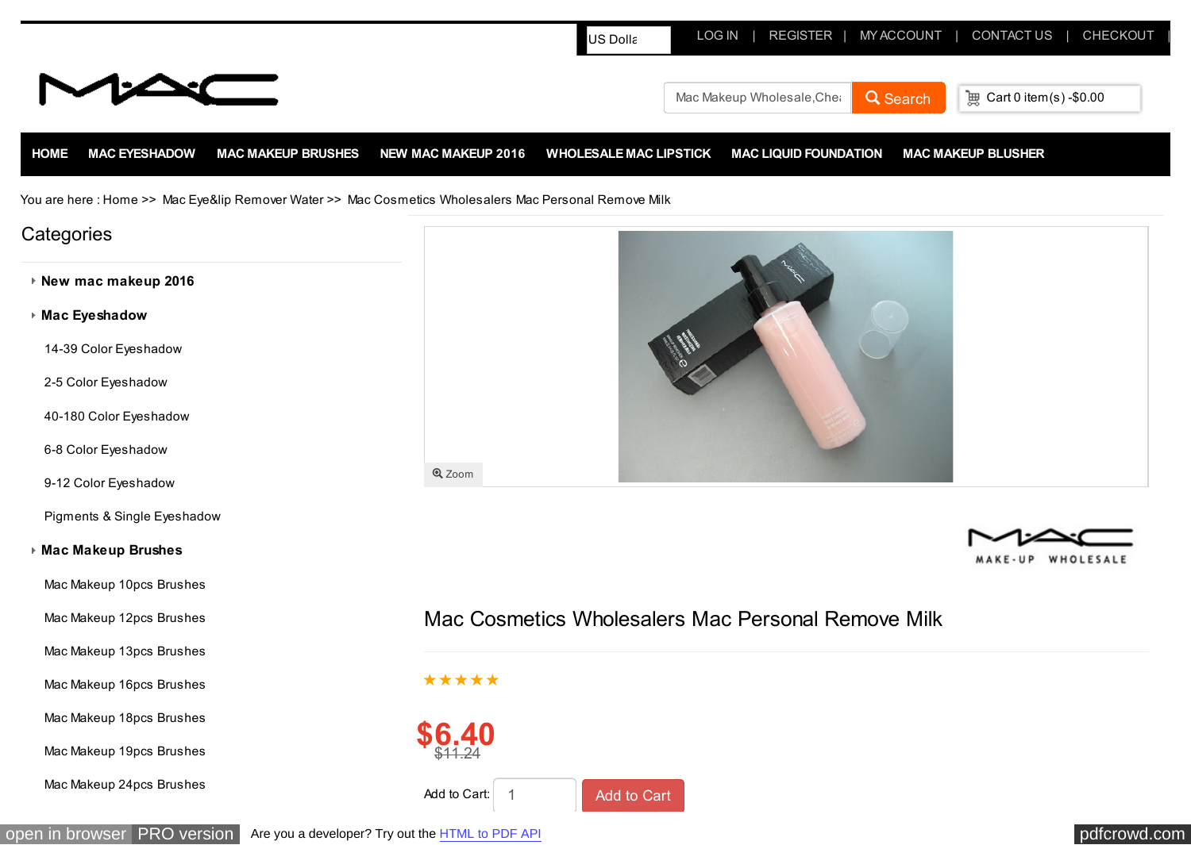US Dolla | LOG IN | REGISTER | MY ACCOUNT | CONTACT US | CHECKOUT |

Mac Makeup Wholesale,Che Search | Cart 0 item(s) -$0.00

HOME | MAC EYESHADOW | MAC MAKEUP BRUSHES | NEW MAC MAKEUP 2016 | WHOLESALE MAC LIPSTICK | MAC LIQUID FOUNDATION | MAC MAKEUP BLUSHER

You are here : Home >> Mac Eye&lip Remover Water >> Mac Cosmetics Wholesalers Mac Personal Remove Milk

## Categories

- **New mac makeup 2016**
- **Mac Eyeshadow**
  - 14-39 Color Eyeshadow
  - 2-5 Color Eyeshadow
  - 40-180 Color Eyeshadow
  - 6-8 Color Eyeshadow
  - 9-12 Color Eyeshadow
  - Pigments & Single Eyeshadow
- **Mac Makeup Brushes**
  - Mac Makeup 10pcs Brushes
  - Mac Makeup 12pcs Brushes
  - Mac Makeup 13pcs Brushes
  - Mac Makeup 16pcs Brushes
  - Mac Makeup 18pcs Brushes
  - Mac Makeup 19pcs Brushes
  - Mac Makeup 24pcs Brushes

Zoom

MAKE-UP WHOLESALE

# Mac Cosmetics Wholesalers Mac Personal Remove Milk

★★★★★

**$6.40**

~~$11.24~~

Add to Cart: 1 Add to Cart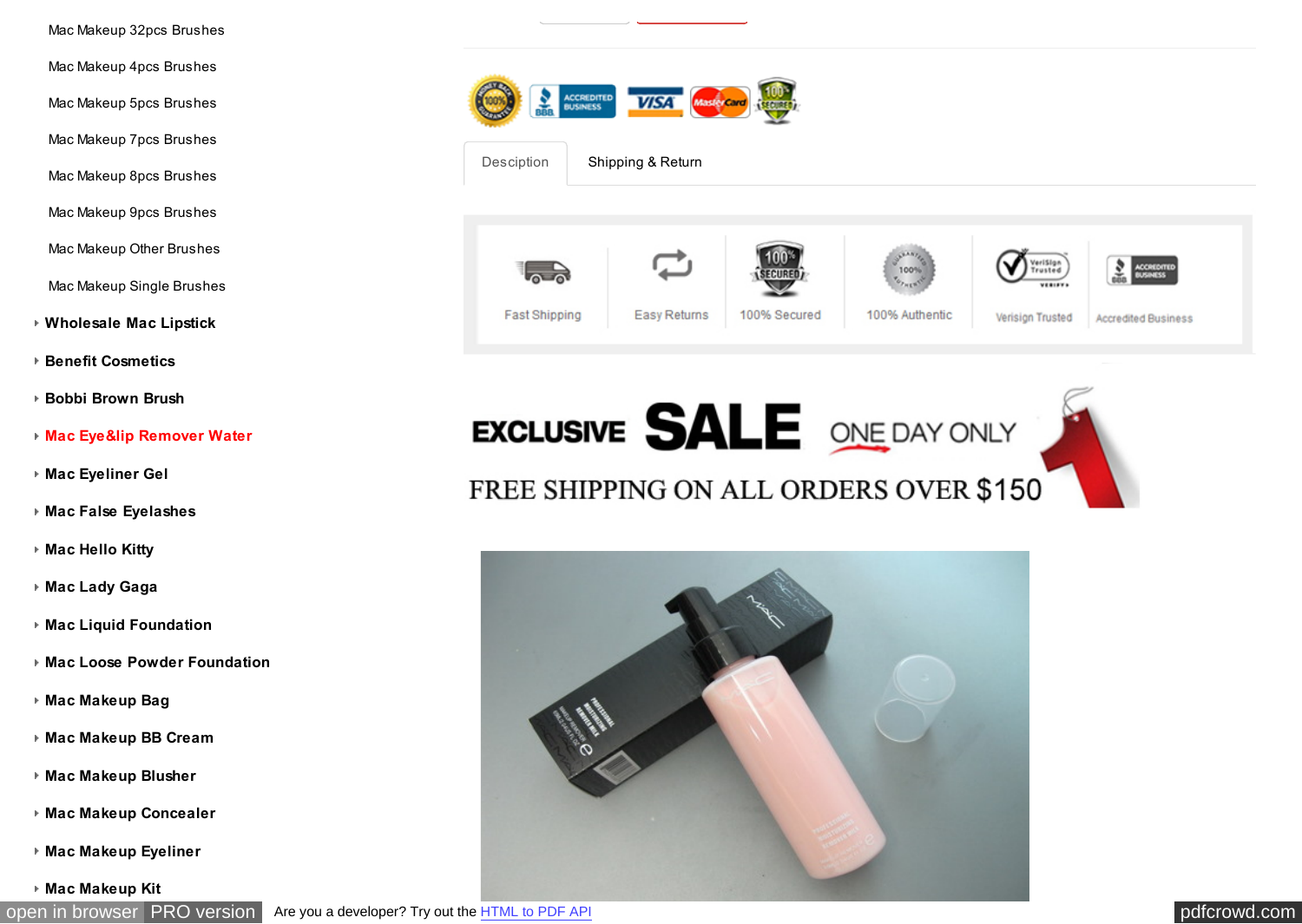- Mac Makeup 32pcs Brushes
- Mac Makeup 4pcs Brushes
- Mac Makeup 5pcs Brushes
- Mac Makeup 7pcs Brushes
- Mac Makeup 8pcs Brushes
- Mac Makeup 9pcs Brushes
- Mac Makeup Other Brushes
- Mac Makeup Single Brushes

- **Wholesale Mac Lipstick**
- **Benefit Cosmetics**
- **Bobbi Brown Brush**
- **Mac Eye&lip Remover Water**
- **Mac Eyeliner Gel**
- **Mac False Eyelashes**
- **Mac Hello Kitty**
- **Mac Lady Gaga**
- **Mac Liquid Foundation**
- **Mac Loose Powder Foundation**
- **Mac Makeup Bag**
- **Mac Makeup BB Cream**
- **Mac Makeup Blusher**
- **Mac Makeup Concealer**
- **Mac Makeup Eyeliner**
- **Mac Makeup Kit**

Desciption | Shipping & Return

Fast Shipping | Easy Returns | 100% Secured | 100% Authentic | Verisign Trusted | Accredited Business

EXCLUSIVE SALE ONE DAY ONLY

FREE SHIPPING ON ALL ORDERS OVER $150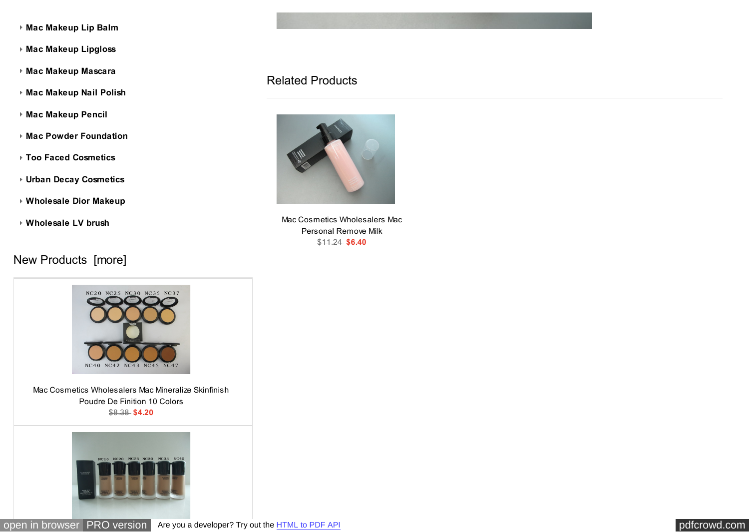- **Mac Makeup Lip Balm**
- **Mac Makeup Lipgloss**
- **Mac Makeup Mascara**
- **Mac Makeup Nail Polish**
- **Mac Makeup Pencil**
- **Mac Powder Foundation**
- **Too Faced Cosmetics**
- **Urban Decay Cosmetics**
- **Wholesale Dior Makeup**
- **Wholesale LV brush**

## New Products [more]

Mac Cosmetics Wholesalers Mac Mineralize Skinfinish Poudre De Finition 10 Colors

~~$8.38~~ **$4.20**

## Related Products

Mac Cosmetics Wholesalers Mac Personal Remove Milk

~~$11.24~~ **$6.40**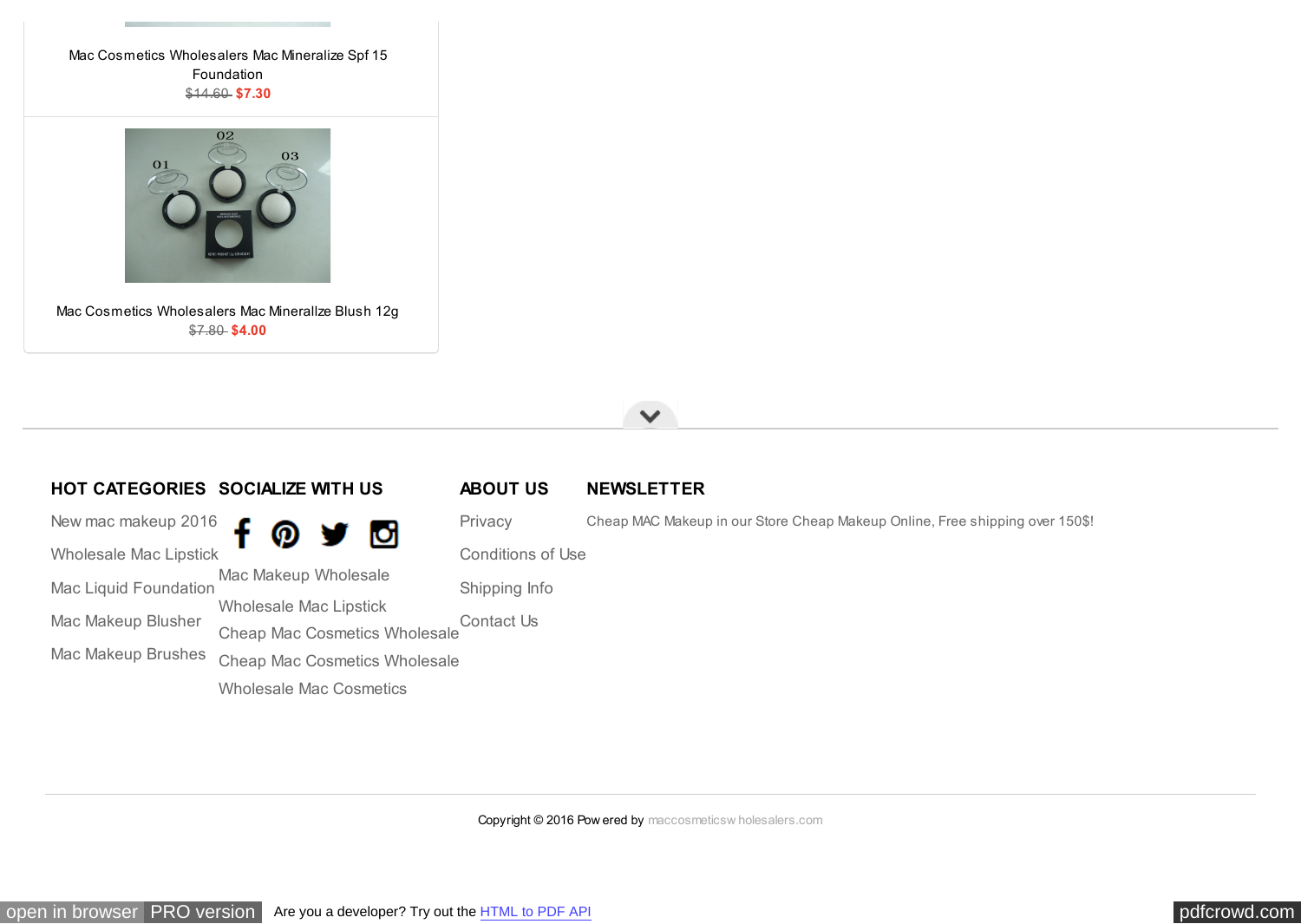Mac Cosmetics Wholesalers Mac Mineralize Spf 15 Foundation

~~$14.60~~ **$7.30**

Mac Cosmetics Wholesalers Mac Minerallze Blush 12g

~~$7.80~~ **$4.00**

## HOT CATEGORIES

- New mac makeup 2016
- Wholesale Mac Lipstick
- Mac Liquid Foundation
- Mac Makeup Blusher
- Mac Makeup Brushes

## SOCIALIZE WITH US

- Mac Makeup Wholesale
- Wholesale Mac Lipstick
- Cheap Mac Cosmetics Wholesale
- Cheap Mac Cosmetics Wholesale
- Wholesale Mac Cosmetics

## ABOUT US

- Privacy
- Conditions of Use
- Shipping Info
- Contact Us

## NEWSLETTER

Cheap MAC Makeup in our Store Cheap Makeup Online, Free shipping over 150$!

Copyright © 2016 Powered by maccosmeticswholesalers.com